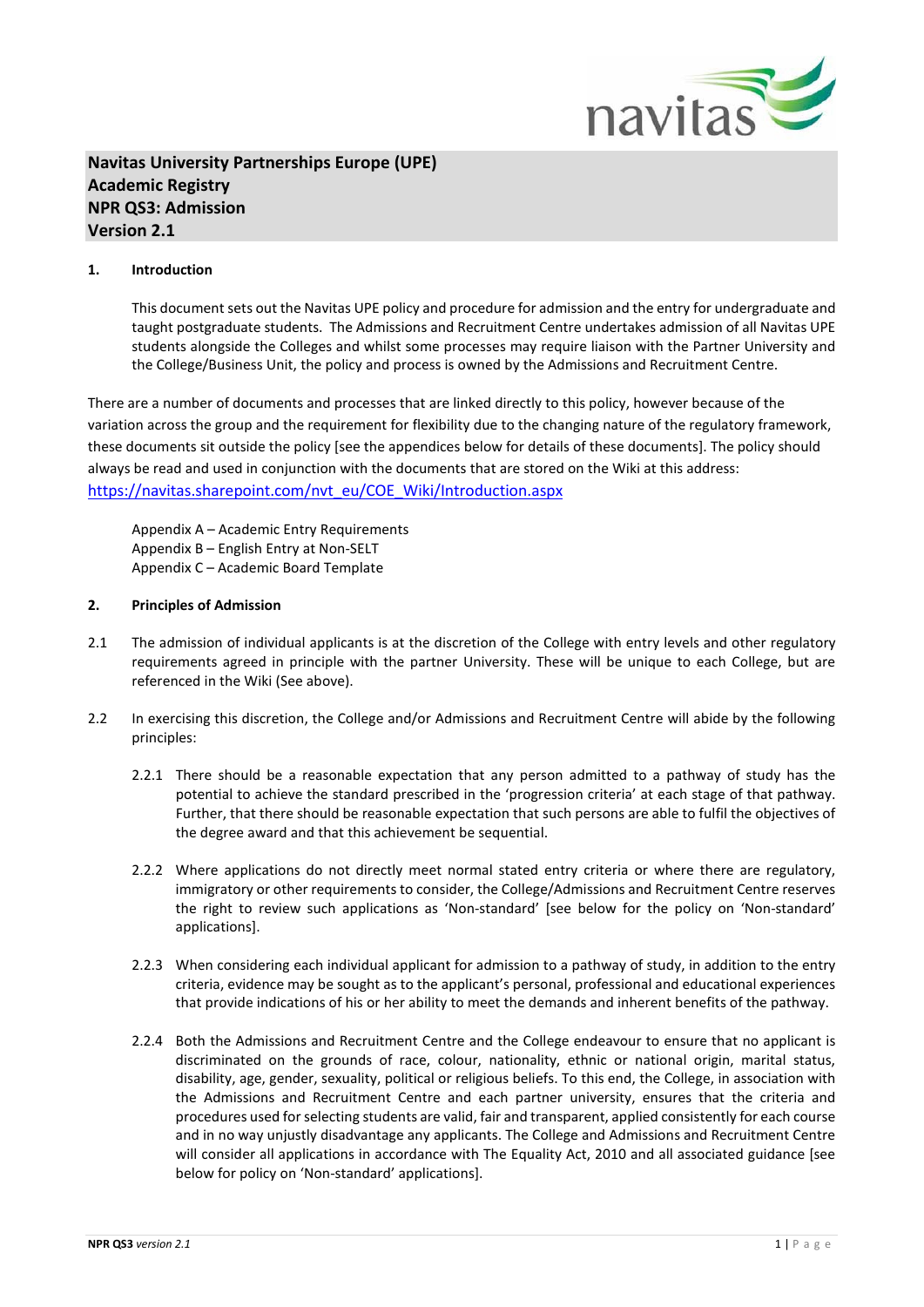**Navitas University Partnerships Europe (UPE)**
**Academic Registry**
**NPR QS3: Admission**
**Version 2.1**

## 1. Introduction

This document sets out the Navitas UPE policy and procedure for admission and the entry for undergraduate and taught postgraduate students. The Admissions and Recruitment Centre undertakes admission of all Navitas UPE students alongside the Colleges and whilst some processes may require liaison with the Partner University and the College/Business Unit, the policy and process is owned by the Admissions and Recruitment Centre.

There are a number of documents and processes that are linked directly to this policy, however because of the variation across the group and the requirement for flexibility due to the changing nature of the regulatory framework, these documents sit outside the policy [see the appendices below for details of these documents]. The policy should always be read and used in conjunction with the documents that are stored on the Wiki at this address: https://navitas.sharepoint.com/nvt_eu/COE_Wiki/Introduction.aspx

Appendix A – Academic Entry Requirements
Appendix B – English Entry at Non-SELT
Appendix C – Academic Board Template

## 2. Principles of Admission

2.1 The admission of individual applicants is at the discretion of the College with entry levels and other regulatory requirements agreed in principle with the partner University. These will be unique to each College, but are referenced in the Wiki (See above).

2.2 In exercising this discretion, the College and/or Admissions and Recruitment Centre will abide by the following principles:

2.2.1 There should be a reasonable expectation that any person admitted to a pathway of study has the potential to achieve the standard prescribed in the 'progression criteria' at each stage of that pathway. Further, that there should be reasonable expectation that such persons are able to fulfil the objectives of the degree award and that this achievement be sequential.

2.2.2 Where applications do not directly meet normal stated entry criteria or where there are regulatory, immigratory or other requirements to consider, the College/Admissions and Recruitment Centre reserves the right to review such applications as 'Non-standard' [see below for the policy on 'Non-standard' applications].

2.2.3 When considering each individual applicant for admission to a pathway of study, in addition to the entry criteria, evidence may be sought as to the applicant's personal, professional and educational experiences that provide indications of his or her ability to meet the demands and inherent benefits of the pathway.

2.2.4 Both the Admissions and Recruitment Centre and the College endeavour to ensure that no applicant is discriminated on the grounds of race, colour, nationality, ethnic or national origin, marital status, disability, age, gender, sexuality, political or religious beliefs. To this end, the College, in association with the Admissions and Recruitment Centre and each partner university, ensures that the criteria and procedures used for selecting students are valid, fair and transparent, applied consistently for each course and in no way unjustly disadvantage any applicants. The College and Admissions and Recruitment Centre will consider all applications in accordance with The Equality Act, 2010 and all associated guidance [see below for policy on 'Non-standard' applications].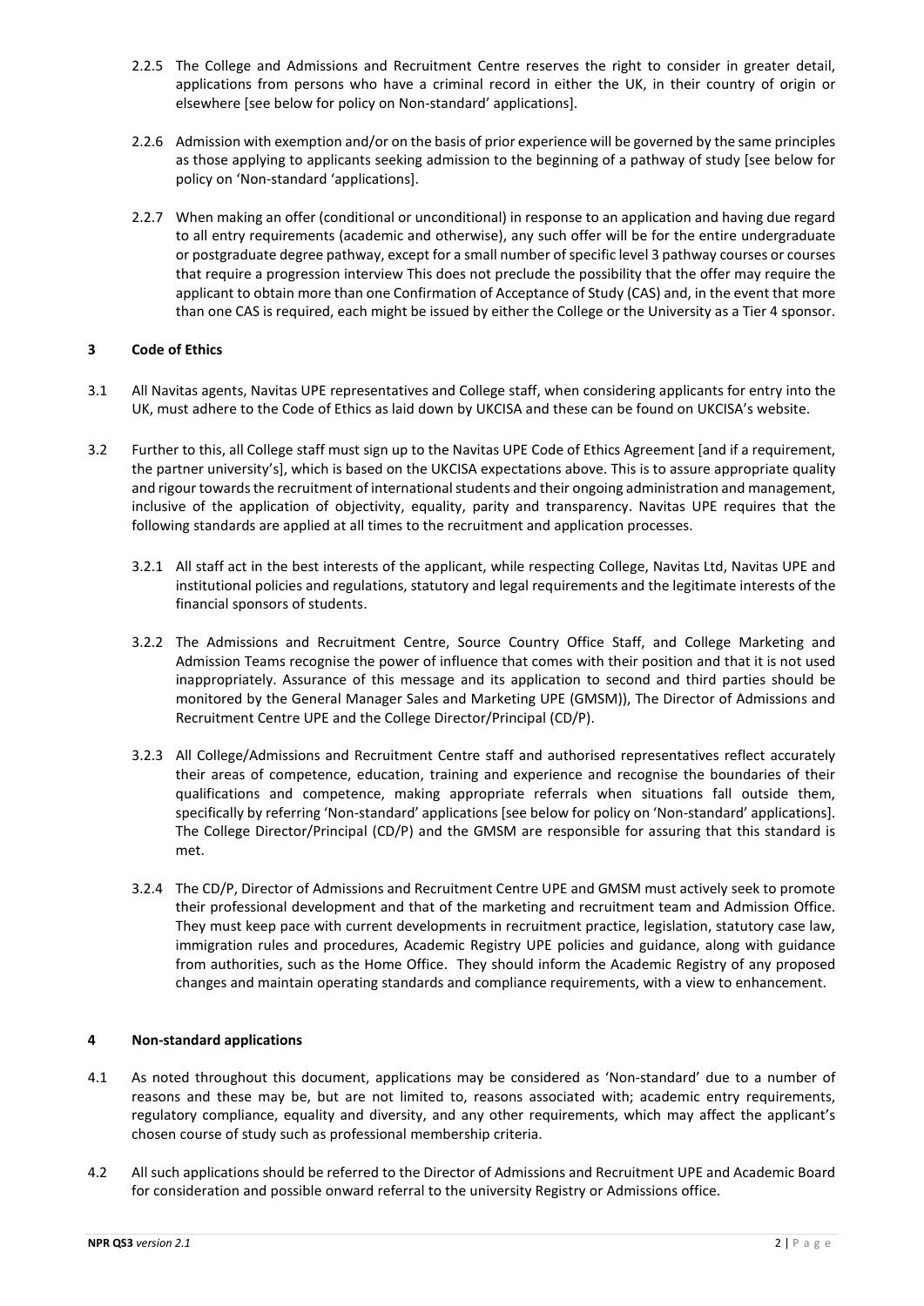2.2.5 The College and Admissions and Recruitment Centre reserves the right to consider in greater detail, applications from persons who have a criminal record in either the UK, in their country of origin or elsewhere [see below for policy on Non-standard' applications].

2.2.6 Admission with exemption and/or on the basis of prior experience will be governed by the same principles as those applying to applicants seeking admission to the beginning of a pathway of study [see below for policy on 'Non-standard 'applications].

2.2.7 When making an offer (conditional or unconditional) in response to an application and having due regard to all entry requirements (academic and otherwise), any such offer will be for the entire undergraduate or postgraduate degree pathway, except for a small number of specific level 3 pathway courses or courses that require a progression interview This does not preclude the possibility that the offer may require the applicant to obtain more than one Confirmation of Acceptance of Study (CAS) and, in the event that more than one CAS is required, each might be issued by either the College or the University as a Tier 4 sponsor.

## 3 Code of Ethics

3.1 All Navitas agents, Navitas UPE representatives and College staff, when considering applicants for entry into the UK, must adhere to the Code of Ethics as laid down by UKCISA and these can be found on UKCISA's website.

3.2 Further to this, all College staff must sign up to the Navitas UPE Code of Ethics Agreement [and if a requirement, the partner university's], which is based on the UKCISA expectations above. This is to assure appropriate quality and rigour towards the recruitment of international students and their ongoing administration and management, inclusive of the application of objectivity, equality, parity and transparency. Navitas UPE requires that the following standards are applied at all times to the recruitment and application processes.

3.2.1 All staff act in the best interests of the applicant, while respecting College, Navitas Ltd, Navitas UPE and institutional policies and regulations, statutory and legal requirements and the legitimate interests of the financial sponsors of students.

3.2.2 The Admissions and Recruitment Centre, Source Country Office Staff, and College Marketing and Admission Teams recognise the power of influence that comes with their position and that it is not used inappropriately. Assurance of this message and its application to second and third parties should be monitored by the General Manager Sales and Marketing UPE (GMSM)), The Director of Admissions and Recruitment Centre UPE and the College Director/Principal (CD/P).

3.2.3 All College/Admissions and Recruitment Centre staff and authorised representatives reflect accurately their areas of competence, education, training and experience and recognise the boundaries of their qualifications and competence, making appropriate referrals when situations fall outside them, specifically by referring 'Non-standard' applications [see below for policy on 'Non-standard' applications]. The College Director/Principal (CD/P) and the GMSM are responsible for assuring that this standard is met.

3.2.4 The CD/P, Director of Admissions and Recruitment Centre UPE and GMSM must actively seek to promote their professional development and that of the marketing and recruitment team and Admission Office. They must keep pace with current developments in recruitment practice, legislation, statutory case law, immigration rules and procedures, Academic Registry UPE policies and guidance, along with guidance from authorities, such as the Home Office. They should inform the Academic Registry of any proposed changes and maintain operating standards and compliance requirements, with a view to enhancement.

## 4 Non-standard applications

4.1 As noted throughout this document, applications may be considered as 'Non-standard' due to a number of reasons and these may be, but are not limited to, reasons associated with; academic entry requirements, regulatory compliance, equality and diversity, and any other requirements, which may affect the applicant's chosen course of study such as professional membership criteria.

4.2 All such applications should be referred to the Director of Admissions and Recruitment UPE and Academic Board for consideration and possible onward referral to the university Registry or Admissions office.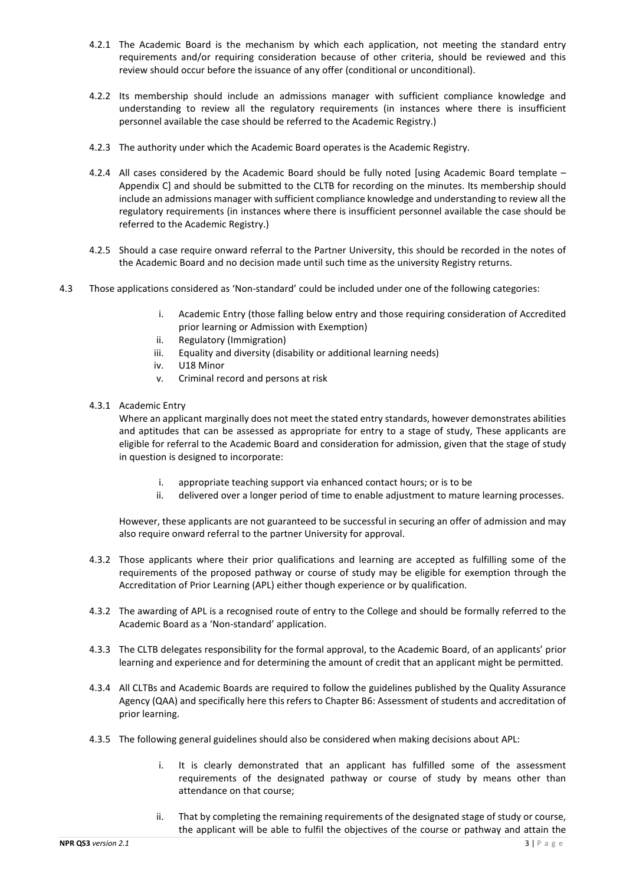4.2.1 The Academic Board is the mechanism by which each application, not meeting the standard entry requirements and/or requiring consideration because of other criteria, should be reviewed and this review should occur before the issuance of any offer (conditional or unconditional).

4.2.2 Its membership should include an admissions manager with sufficient compliance knowledge and understanding to review all the regulatory requirements (in instances where there is insufficient personnel available the case should be referred to the Academic Registry.)

4.2.3 The authority under which the Academic Board operates is the Academic Registry.

4.2.4 All cases considered by the Academic Board should be fully noted [using Academic Board template – Appendix C] and should be submitted to the CLTB for recording on the minutes. Its membership should include an admissions manager with sufficient compliance knowledge and understanding to review all the regulatory requirements (in instances where there is insufficient personnel available the case should be referred to the Academic Registry.)

4.2.5 Should a case require onward referral to the Partner University, this should be recorded in the notes of the Academic Board and no decision made until such time as the university Registry returns.

4.3 Those applications considered as 'Non-standard' could be included under one of the following categories:

i. Academic Entry (those falling below entry and those requiring consideration of Accredited prior learning or Admission with Exemption)
ii. Regulatory (Immigration)
iii. Equality and diversity (disability or additional learning needs)
iv. U18 Minor
v. Criminal record and persons at risk

4.3.1 Academic Entry

Where an applicant marginally does not meet the stated entry standards, however demonstrates abilities and aptitudes that can be assessed as appropriate for entry to a stage of study, These applicants are eligible for referral to the Academic Board and consideration for admission, given that the stage of study in question is designed to incorporate:

i. appropriate teaching support via enhanced contact hours; or is to be
ii. delivered over a longer period of time to enable adjustment to mature learning processes.

However, these applicants are not guaranteed to be successful in securing an offer of admission and may also require onward referral to the partner University for approval.

4.3.2 Those applicants where their prior qualifications and learning are accepted as fulfilling some of the requirements of the proposed pathway or course of study may be eligible for exemption through the Accreditation of Prior Learning (APL) either though experience or by qualification.

4.3.2 The awarding of APL is a recognised route of entry to the College and should be formally referred to the Academic Board as a 'Non-standard' application.

4.3.3 The CLTB delegates responsibility for the formal approval, to the Academic Board, of an applicants' prior learning and experience and for determining the amount of credit that an applicant might be permitted.

4.3.4 All CLTBs and Academic Boards are required to follow the guidelines published by the Quality Assurance Agency (QAA) and specifically here this refers to Chapter B6: Assessment of students and accreditation of prior learning.

4.3.5 The following general guidelines should also be considered when making decisions about APL:

i. It is clearly demonstrated that an applicant has fulfilled some of the assessment requirements of the designated pathway or course of study by means other than attendance on that course;

ii. That by completing the remaining requirements of the designated stage of study or course, the applicant will be able to fulfil the objectives of the course or pathway and attain the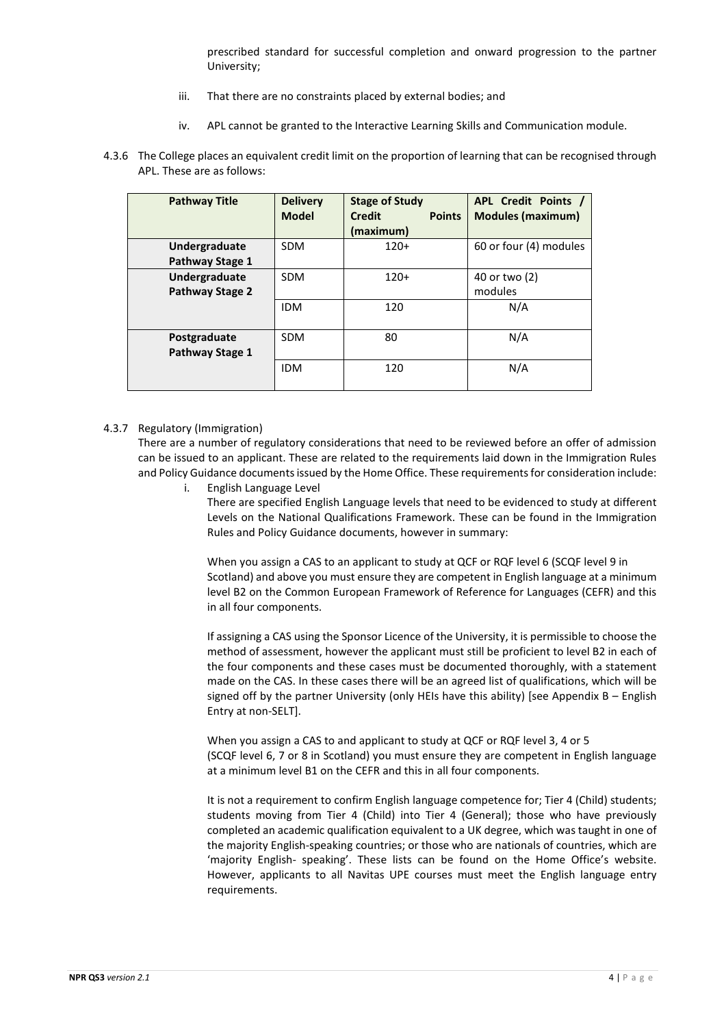prescribed standard for successful completion and onward progression to the partner University;

iii. That there are no constraints placed by external bodies; and

iv. APL cannot be granted to the Interactive Learning Skills and Communication module.

4.3.6 The College places an equivalent credit limit on the proportion of learning that can be recognised through APL. These are as follows:

| Pathway Title | Delivery Model | Stage of Study Credit Points (maximum) | APL Credit Points / Modules (maximum) |
|---|---|---|---|
| **Undergraduate Pathway Stage 1** | SDM | 120+ | 60 or four (4) modules |
| **Undergraduate Pathway Stage 2** | SDM | 120+ | 40 or two (2) modules |
| | IDM | 120 | N/A |
| **Postgraduate Pathway Stage 1** | SDM | 80 | N/A |
| | IDM | 120 | N/A |

4.3.7 Regulatory (Immigration)

There are a number of regulatory considerations that need to be reviewed before an offer of admission can be issued to an applicant. These are related to the requirements laid down in the Immigration Rules and Policy Guidance documents issued by the Home Office. These requirements for consideration include:

i. English Language Level

There are specified English Language levels that need to be evidenced to study at different Levels on the National Qualifications Framework. These can be found in the Immigration Rules and Policy Guidance documents, however in summary:

When you assign a CAS to an applicant to study at QCF or RQF level 6 (SCQF level 9 in Scotland) and above you must ensure they are competent in English language at a minimum level B2 on the Common European Framework of Reference for Languages (CEFR) and this in all four components.

If assigning a CAS using the Sponsor Licence of the University, it is permissible to choose the method of assessment, however the applicant must still be proficient to level B2 in each of the four components and these cases must be documented thoroughly, with a statement made on the CAS. In these cases there will be an agreed list of qualifications, which will be signed off by the partner University (only HEIs have this ability) [see Appendix B – English Entry at non-SELT].

When you assign a CAS to and applicant to study at QCF or RQF level 3, 4 or 5 (SCQF level 6, 7 or 8 in Scotland) you must ensure they are competent in English language at a minimum level B1 on the CEFR and this in all four components.

It is not a requirement to confirm English language competence for; Tier 4 (Child) students; students moving from Tier 4 (Child) into Tier 4 (General); those who have previously completed an academic qualification equivalent to a UK degree, which was taught in one of the majority English-speaking countries; or those who are nationals of countries, which are 'majority English- speaking'. These lists can be found on the Home Office's website. However, applicants to all Navitas UPE courses must meet the English language entry requirements.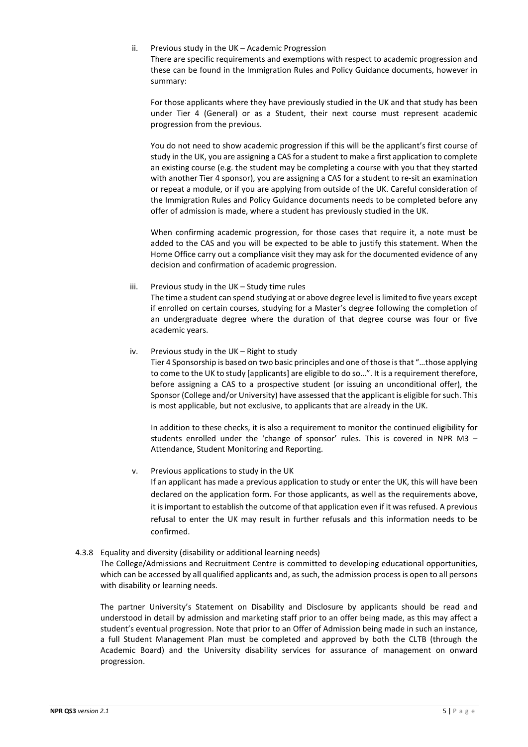ii. Previous study in the UK – Academic Progression

There are specific requirements and exemptions with respect to academic progression and these can be found in the Immigration Rules and Policy Guidance documents, however in summary:

For those applicants where they have previously studied in the UK and that study has been under Tier 4 (General) or as a Student, their next course must represent academic progression from the previous.

You do not need to show academic progression if this will be the applicant's first course of study in the UK, you are assigning a CAS for a student to make a first application to complete an existing course (e.g. the student may be completing a course with you that they started with another Tier 4 sponsor), you are assigning a CAS for a student to re-sit an examination or repeat a module, or if you are applying from outside of the UK. Careful consideration of the Immigration Rules and Policy Guidance documents needs to be completed before any offer of admission is made, where a student has previously studied in the UK.

When confirming academic progression, for those cases that require it, a note must be added to the CAS and you will be expected to be able to justify this statement. When the Home Office carry out a compliance visit they may ask for the documented evidence of any decision and confirmation of academic progression.

iii. Previous study in the UK – Study time rules

The time a student can spend studying at or above degree level is limited to five years except if enrolled on certain courses, studying for a Master's degree following the completion of an undergraduate degree where the duration of that degree course was four or five academic years.

iv. Previous study in the UK – Right to study

Tier 4 Sponsorship is based on two basic principles and one of those is that "…those applying to come to the UK to study [applicants] are eligible to do so…". It is a requirement therefore, before assigning a CAS to a prospective student (or issuing an unconditional offer), the Sponsor (College and/or University) have assessed that the applicant is eligible for such. This is most applicable, but not exclusive, to applicants that are already in the UK.

In addition to these checks, it is also a requirement to monitor the continued eligibility for students enrolled under the 'change of sponsor' rules. This is covered in NPR M3 – Attendance, Student Monitoring and Reporting.

v. Previous applications to study in the UK

If an applicant has made a previous application to study or enter the UK, this will have been declared on the application form. For those applicants, as well as the requirements above, it is important to establish the outcome of that application even if it was refused. A previous refusal to enter the UK may result in further refusals and this information needs to be confirmed.

4.3.8 Equality and diversity (disability or additional learning needs)

The College/Admissions and Recruitment Centre is committed to developing educational opportunities, which can be accessed by all qualified applicants and, as such, the admission process is open to all persons with disability or learning needs.

The partner University's Statement on Disability and Disclosure by applicants should be read and understood in detail by admission and marketing staff prior to an offer being made, as this may affect a student's eventual progression. Note that prior to an Offer of Admission being made in such an instance, a full Student Management Plan must be completed and approved by both the CLTB (through the Academic Board) and the University disability services for assurance of management on onward progression.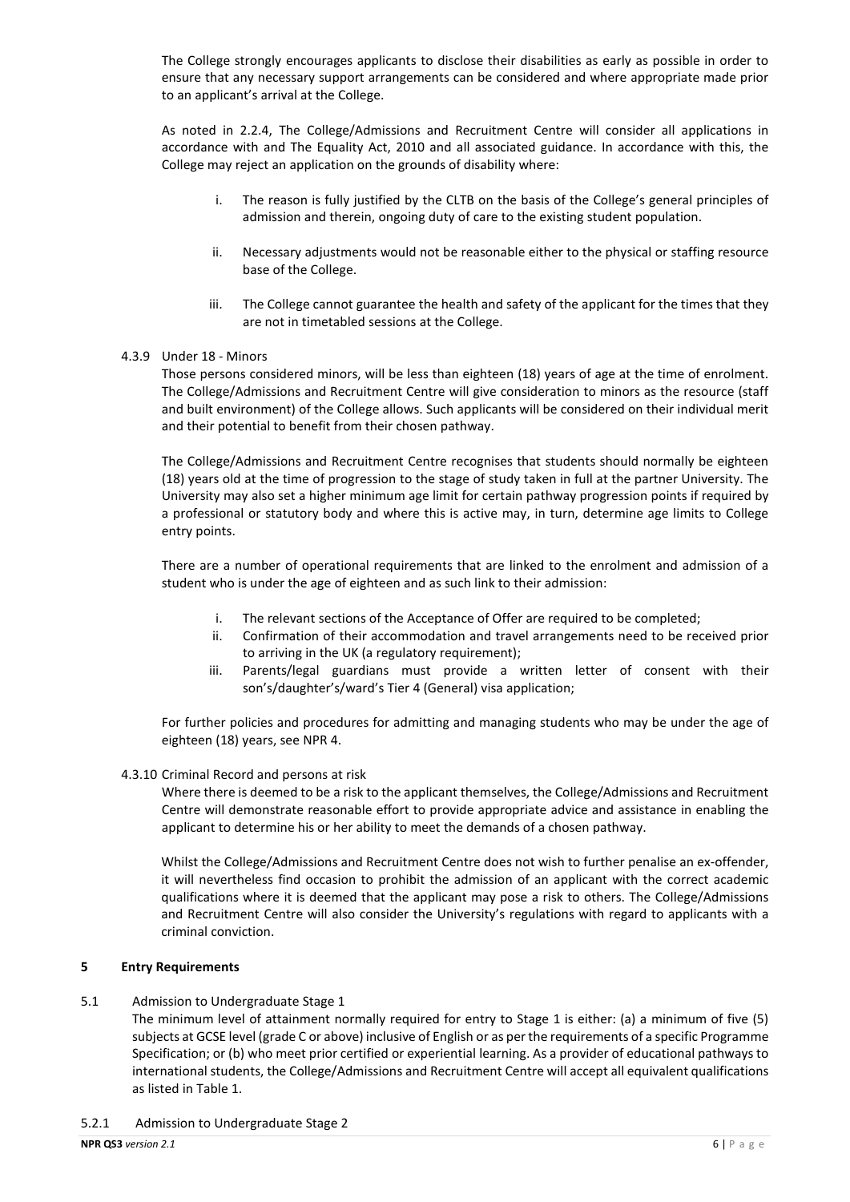The College strongly encourages applicants to disclose their disabilities as early as possible in order to ensure that any necessary support arrangements can be considered and where appropriate made prior to an applicant's arrival at the College.

As noted in 2.2.4, The College/Admissions and Recruitment Centre will consider all applications in accordance with and The Equality Act, 2010 and all associated guidance. In accordance with this, the College may reject an application on the grounds of disability where:

i. The reason is fully justified by the CLTB on the basis of the College's general principles of admission and therein, ongoing duty of care to the existing student population.

ii. Necessary adjustments would not be reasonable either to the physical or staffing resource base of the College.

iii. The College cannot guarantee the health and safety of the applicant for the times that they are not in timetabled sessions at the College.

4.3.9 Under 18 - Minors

Those persons considered minors, will be less than eighteen (18) years of age at the time of enrolment. The College/Admissions and Recruitment Centre will give consideration to minors as the resource (staff and built environment) of the College allows. Such applicants will be considered on their individual merit and their potential to benefit from their chosen pathway.

The College/Admissions and Recruitment Centre recognises that students should normally be eighteen (18) years old at the time of progression to the stage of study taken in full at the partner University. The University may also set a higher minimum age limit for certain pathway progression points if required by a professional or statutory body and where this is active may, in turn, determine age limits to College entry points.

There are a number of operational requirements that are linked to the enrolment and admission of a student who is under the age of eighteen and as such link to their admission:

i. The relevant sections of the Acceptance of Offer are required to be completed;
ii. Confirmation of their accommodation and travel arrangements need to be received prior to arriving in the UK (a regulatory requirement);
iii. Parents/legal guardians must provide a written letter of consent with their son's/daughter's/ward's Tier 4 (General) visa application;

For further policies and procedures for admitting and managing students who may be under the age of eighteen (18) years, see NPR 4.

4.3.10 Criminal Record and persons at risk

Where there is deemed to be a risk to the applicant themselves, the College/Admissions and Recruitment Centre will demonstrate reasonable effort to provide appropriate advice and assistance in enabling the applicant to determine his or her ability to meet the demands of a chosen pathway.

Whilst the College/Admissions and Recruitment Centre does not wish to further penalise an ex-offender, it will nevertheless find occasion to prohibit the admission of an applicant with the correct academic qualifications where it is deemed that the applicant may pose a risk to others. The College/Admissions and Recruitment Centre will also consider the University's regulations with regard to applicants with a criminal conviction.

## 5 Entry Requirements

5.1 Admission to Undergraduate Stage 1

The minimum level of attainment normally required for entry to Stage 1 is either: (a) a minimum of five (5) subjects at GCSE level (grade C or above) inclusive of English or as per the requirements of a specific Programme Specification; or (b) who meet prior certified or experiential learning. As a provider of educational pathways to international students, the College/Admissions and Recruitment Centre will accept all equivalent qualifications as listed in Table 1.

5.2.1 Admission to Undergraduate Stage 2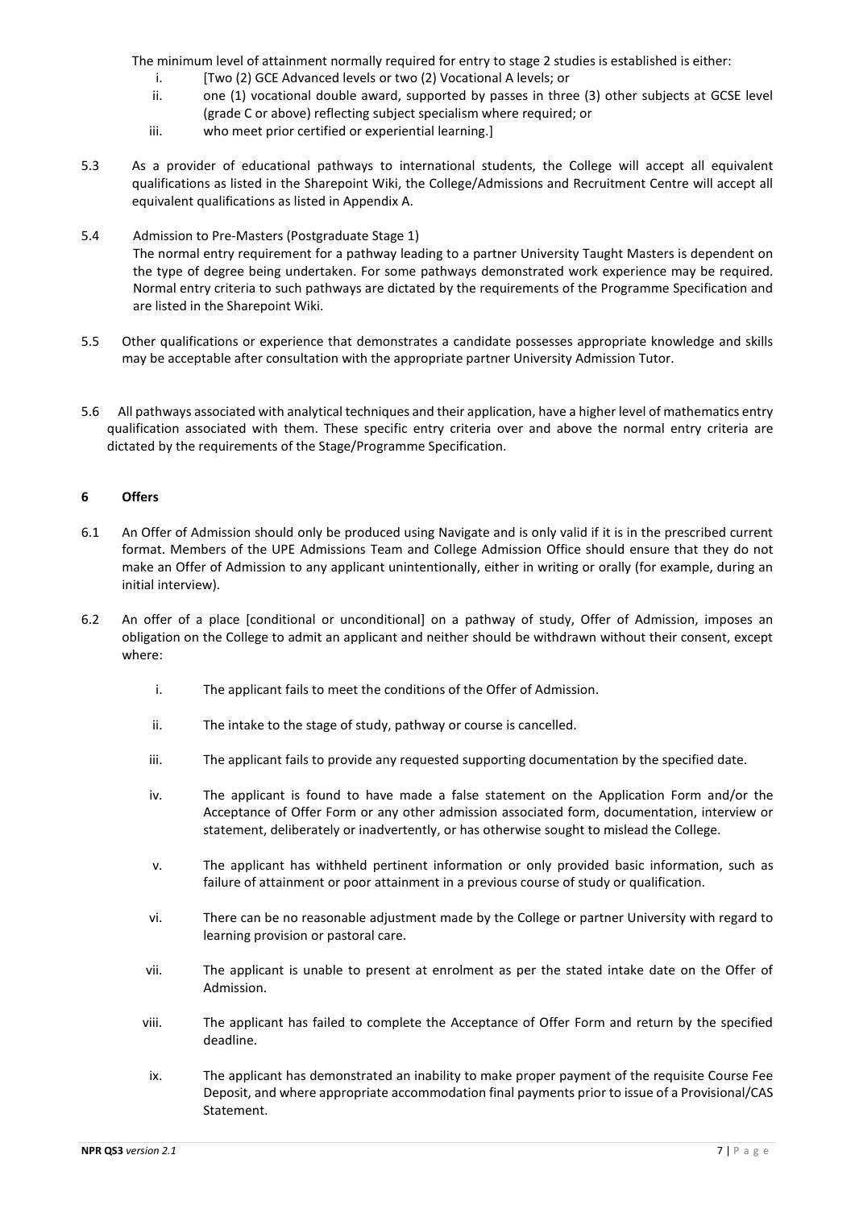The minimum level of attainment normally required for entry to stage 2 studies is established is either:

i. [Two (2) GCE Advanced levels or two (2) Vocational A levels; or
ii. one (1) vocational double award, supported by passes in three (3) other subjects at GCSE level (grade C or above) reflecting subject specialism where required; or
iii. who meet prior certified or experiential learning.]

5.3 As a provider of educational pathways to international students, the College will accept all equivalent qualifications as listed in the Sharepoint Wiki, the College/Admissions and Recruitment Centre will accept all equivalent qualifications as listed in Appendix A.

5.4 Admission to Pre-Masters (Postgraduate Stage 1)
The normal entry requirement for a pathway leading to a partner University Taught Masters is dependent on the type of degree being undertaken. For some pathways demonstrated work experience may be required. Normal entry criteria to such pathways are dictated by the requirements of the Programme Specification and are listed in the Sharepoint Wiki.

5.5 Other qualifications or experience that demonstrates a candidate possesses appropriate knowledge and skills may be acceptable after consultation with the appropriate partner University Admission Tutor.

5.6 All pathways associated with analytical techniques and their application, have a higher level of mathematics entry qualification associated with them. These specific entry criteria over and above the normal entry criteria are dictated by the requirements of the Stage/Programme Specification.

## 6 Offers

6.1 An Offer of Admission should only be produced using Navigate and is only valid if it is in the prescribed current format. Members of the UPE Admissions Team and College Admission Office should ensure that they do not make an Offer of Admission to any applicant unintentionally, either in writing or orally (for example, during an initial interview).

6.2 An offer of a place [conditional or unconditional] on a pathway of study, Offer of Admission, imposes an obligation on the College to admit an applicant and neither should be withdrawn without their consent, except where:

i. The applicant fails to meet the conditions of the Offer of Admission.

ii. The intake to the stage of study, pathway or course is cancelled.

iii. The applicant fails to provide any requested supporting documentation by the specified date.

iv. The applicant is found to have made a false statement on the Application Form and/or the Acceptance of Offer Form or any other admission associated form, documentation, interview or statement, deliberately or inadvertently, or has otherwise sought to mislead the College.

v. The applicant has withheld pertinent information or only provided basic information, such as failure of attainment or poor attainment in a previous course of study or qualification.

vi. There can be no reasonable adjustment made by the College or partner University with regard to learning provision or pastoral care.

vii. The applicant is unable to present at enrolment as per the stated intake date on the Offer of Admission.

viii. The applicant has failed to complete the Acceptance of Offer Form and return by the specified deadline.

ix. The applicant has demonstrated an inability to make proper payment of the requisite Course Fee Deposit, and where appropriate accommodation final payments prior to issue of a Provisional/CAS Statement.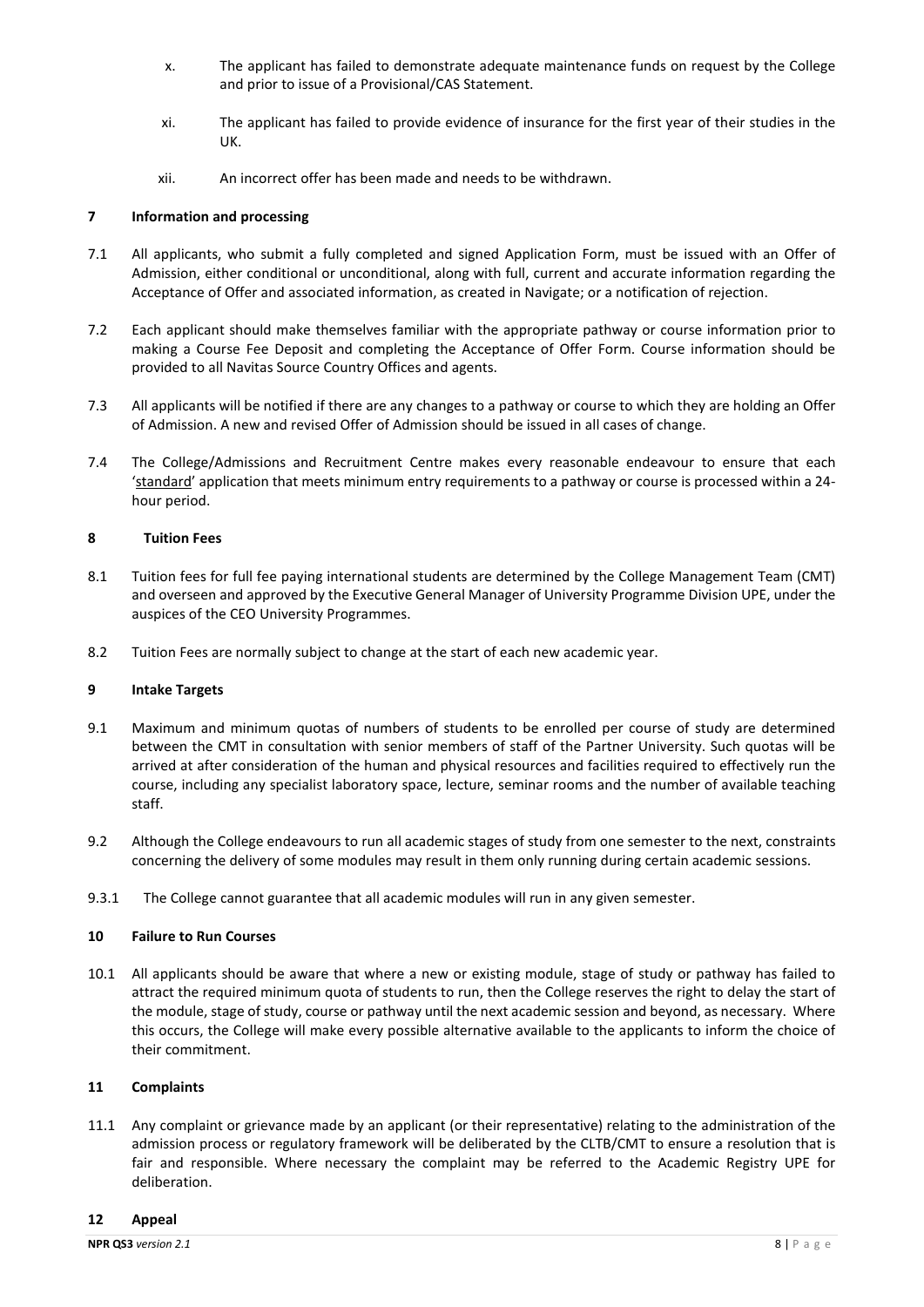x. The applicant has failed to demonstrate adequate maintenance funds on request by the College and prior to issue of a Provisional/CAS Statement.

xi. The applicant has failed to provide evidence of insurance for the first year of their studies in the UK.

xii. An incorrect offer has been made and needs to be withdrawn.

## 7 Information and processing

7.1 All applicants, who submit a fully completed and signed Application Form, must be issued with an Offer of Admission, either conditional or unconditional, along with full, current and accurate information regarding the Acceptance of Offer and associated information, as created in Navigate; or a notification of rejection.

7.2 Each applicant should make themselves familiar with the appropriate pathway or course information prior to making a Course Fee Deposit and completing the Acceptance of Offer Form. Course information should be provided to all Navitas Source Country Offices and agents.

7.3 All applicants will be notified if there are any changes to a pathway or course to which they are holding an Offer of Admission. A new and revised Offer of Admission should be issued in all cases of change.

7.4 The College/Admissions and Recruitment Centre makes every reasonable endeavour to ensure that each 'standard' application that meets minimum entry requirements to a pathway or course is processed within a 24-hour period.

## 8 Tuition Fees

8.1 Tuition fees for full fee paying international students are determined by the College Management Team (CMT) and overseen and approved by the Executive General Manager of University Programme Division UPE, under the auspices of the CEO University Programmes.

8.2 Tuition Fees are normally subject to change at the start of each new academic year.

## 9 Intake Targets

9.1 Maximum and minimum quotas of numbers of students to be enrolled per course of study are determined between the CMT in consultation with senior members of staff of the Partner University. Such quotas will be arrived at after consideration of the human and physical resources and facilities required to effectively run the course, including any specialist laboratory space, lecture, seminar rooms and the number of available teaching staff.

9.2 Although the College endeavours to run all academic stages of study from one semester to the next, constraints concerning the delivery of some modules may result in them only running during certain academic sessions.

9.3.1 The College cannot guarantee that all academic modules will run in any given semester.

## 10 Failure to Run Courses

10.1 All applicants should be aware that where a new or existing module, stage of study or pathway has failed to attract the required minimum quota of students to run, then the College reserves the right to delay the start of the module, stage of study, course or pathway until the next academic session and beyond, as necessary. Where this occurs, the College will make every possible alternative available to the applicants to inform the choice of their commitment.

## 11 Complaints

11.1 Any complaint or grievance made by an applicant (or their representative) relating to the administration of the admission process or regulatory framework will be deliberated by the CLTB/CMT to ensure a resolution that is fair and responsible. Where necessary the complaint may be referred to the Academic Registry UPE for deliberation.

## 12 Appeal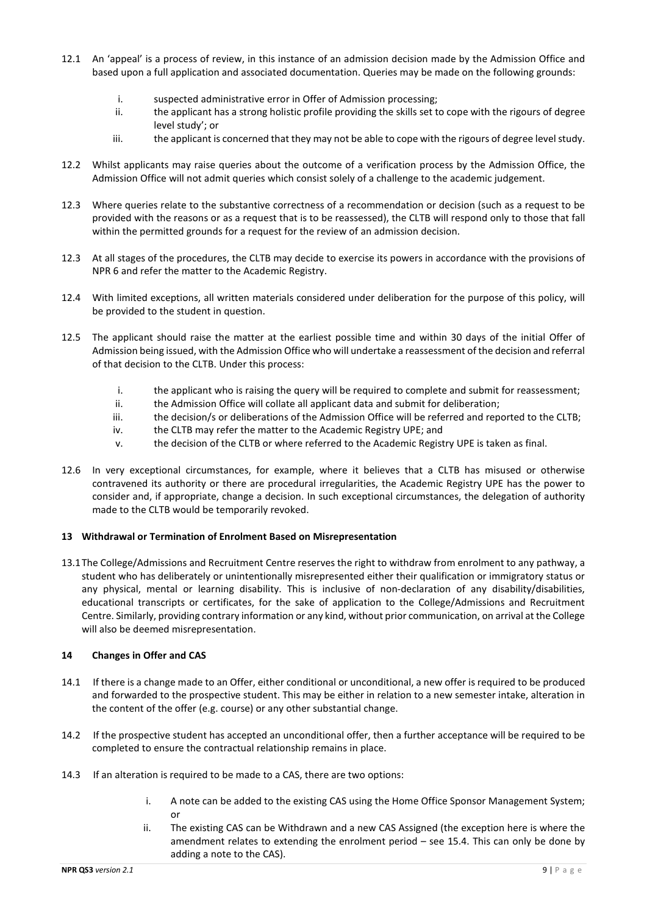12.1 An 'appeal' is a process of review, in this instance of an admission decision made by the Admission Office and based upon a full application and associated documentation. Queries may be made on the following grounds:

  i. suspected administrative error in Offer of Admission processing;
  ii. the applicant has a strong holistic profile providing the skills set to cope with the rigours of degree level study'; or
  iii. the applicant is concerned that they may not be able to cope with the rigours of degree level study.

12.2 Whilst applicants may raise queries about the outcome of a verification process by the Admission Office, the Admission Office will not admit queries which consist solely of a challenge to the academic judgement.

12.3 Where queries relate to the substantive correctness of a recommendation or decision (such as a request to be provided with the reasons or as a request that is to be reassessed), the CLTB will respond only to those that fall within the permitted grounds for a request for the review of an admission decision.

12.3 At all stages of the procedures, the CLTB may decide to exercise its powers in accordance with the provisions of NPR 6 and refer the matter to the Academic Registry.

12.4 With limited exceptions, all written materials considered under deliberation for the purpose of this policy, will be provided to the student in question.

12.5 The applicant should raise the matter at the earliest possible time and within 30 days of the initial Offer of Admission being issued, with the Admission Office who will undertake a reassessment of the decision and referral of that decision to the CLTB. Under this process:

  i. the applicant who is raising the query will be required to complete and submit for reassessment;
  ii. the Admission Office will collate all applicant data and submit for deliberation;
  iii. the decision/s or deliberations of the Admission Office will be referred and reported to the CLTB;
  iv. the CLTB may refer the matter to the Academic Registry UPE; and
  v. the decision of the CLTB or where referred to the Academic Registry UPE is taken as final.

12.6 In very exceptional circumstances, for example, where it believes that a CLTB has misused or otherwise contravened its authority or there are procedural irregularities, the Academic Registry UPE has the power to consider and, if appropriate, change a decision. In such exceptional circumstances, the delegation of authority made to the CLTB would be temporarily revoked.

## 13 Withdrawal or Termination of Enrolment Based on Misrepresentation

13.1 The College/Admissions and Recruitment Centre reserves the right to withdraw from enrolment to any pathway, a student who has deliberately or unintentionally misrepresented either their qualification or immigratory status or any physical, mental or learning disability. This is inclusive of non-declaration of any disability/disabilities, educational transcripts or certificates, for the sake of application to the College/Admissions and Recruitment Centre. Similarly, providing contrary information or any kind, without prior communication, on arrival at the College will also be deemed misrepresentation.

## 14 Changes in Offer and CAS

14.1 If there is a change made to an Offer, either conditional or unconditional, a new offer is required to be produced and forwarded to the prospective student. This may be either in relation to a new semester intake, alteration in the content of the offer (e.g. course) or any other substantial change.

14.2 If the prospective student has accepted an unconditional offer, then a further acceptance will be required to be completed to ensure the contractual relationship remains in place.

14.3 If an alteration is required to be made to a CAS, there are two options:

  i. A note can be added to the existing CAS using the Home Office Sponsor Management System; or
  ii. The existing CAS can be Withdrawn and a new CAS Assigned (the exception here is where the amendment relates to extending the enrolment period – see 15.4. This can only be done by adding a note to the CAS).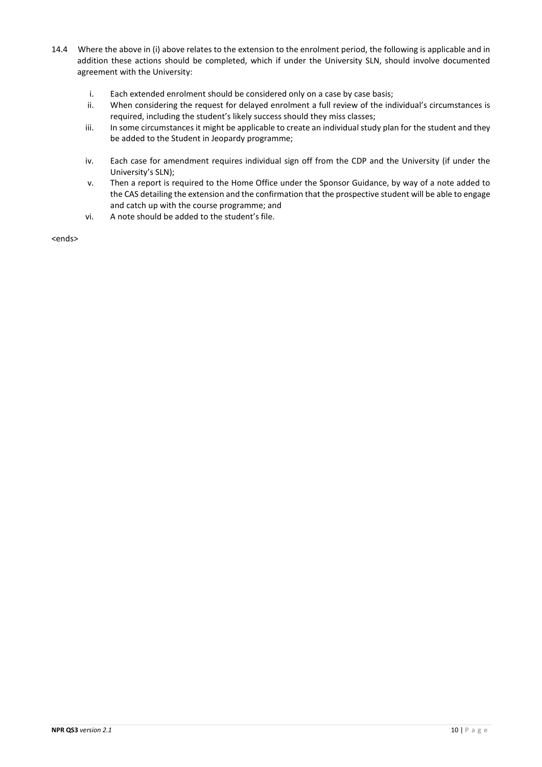14.4 Where the above in (i) above relates to the extension to the enrolment period, the following is applicable and in addition these actions should be completed, which if under the University SLN, should involve documented agreement with the University:

i. Each extended enrolment should be considered only on a case by case basis;
ii. When considering the request for delayed enrolment a full review of the individual's circumstances is required, including the student's likely success should they miss classes;
iii. In some circumstances it might be applicable to create an individual study plan for the student and they be added to the Student in Jeopardy programme;
iv. Each case for amendment requires individual sign off from the CDP and the University (if under the University's SLN);
v. Then a report is required to the Home Office under the Sponsor Guidance, by way of a note added to the CAS detailing the extension and the confirmation that the prospective student will be able to engage and catch up with the course programme; and
vi. A note should be added to the student's file.

<ends>